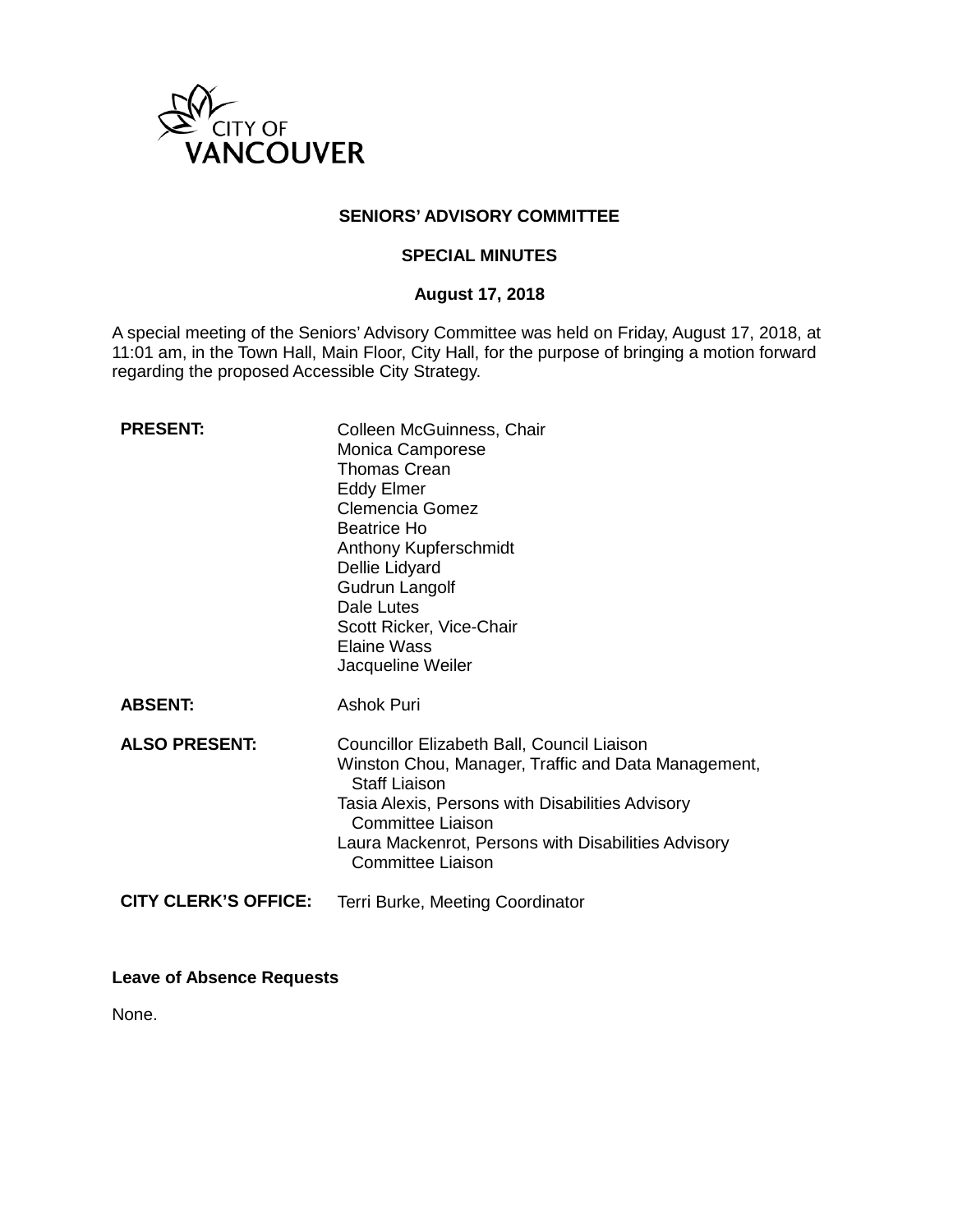CITY OF VANCOUVER

# SENIORS' ADVISORY COMMITTEE

## SPECIAL MINUTES

### August 17, 2018

A special meeting of the Seniors' Advisory Committee was held on Friday, August 17, 2018, at 11:01 am, in the Town Hall, Main Floor, City Hall, for the purpose of bringing a motion forward regarding the proposed Accessible City Strategy.

| | |
|---|---|
| **PRESENT:** | Colleen McGuinness, Chair<br>Monica Camporese<br>Thomas Crean<br>Eddy Elmer<br>Clemencia Gomez<br>Beatrice Ho<br>Anthony Kupferschmidt<br>Dellie Lidyard<br>Gudrun Langolf<br>Dale Lutes<br>Scott Ricker, Vice-Chair<br>Elaine Wass<br>Jacqueline Weiler |
| **ABSENT:** | Ashok Puri |
| **ALSO PRESENT:** | Councillor Elizabeth Ball, Council Liaison<br>Winston Chou, Manager, Traffic and Data Management, Staff Liaison<br>Tasia Alexis, Persons with Disabilities Advisory Committee Liaison<br>Laura Mackenrot, Persons with Disabilities Advisory Committee Liaison |
| **CITY CLERK'S OFFICE:** | Terri Burke, Meeting Coordinator |

**Leave of Absence Requests**

None.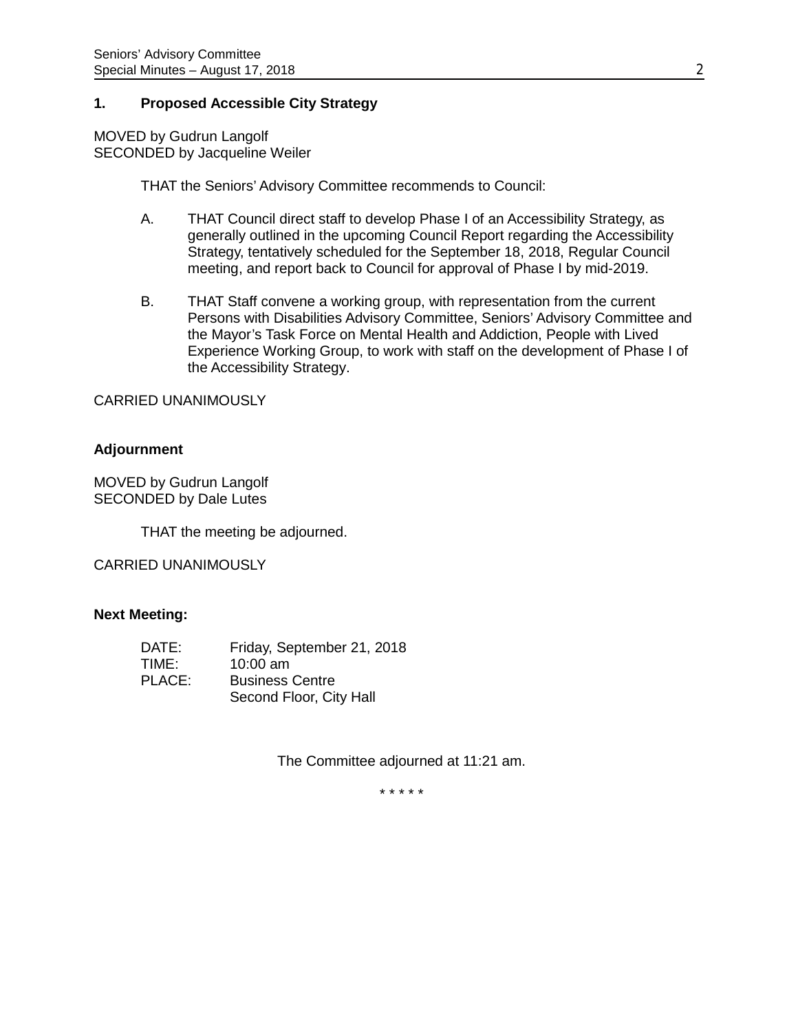## 1. Proposed Accessible City Strategy

MOVED by Gudrun Langolf
SECONDED by Jacqueline Weiler

THAT the Seniors' Advisory Committee recommends to Council:

A. THAT Council direct staff to develop Phase I of an Accessibility Strategy, as generally outlined in the upcoming Council Report regarding the Accessibility Strategy, tentatively scheduled for the September 18, 2018, Regular Council meeting, and report back to Council for approval of Phase I by mid-2019.

B. THAT Staff convene a working group, with representation from the current Persons with Disabilities Advisory Committee, Seniors' Advisory Committee and the Mayor's Task Force on Mental Health and Addiction, People with Lived Experience Working Group, to work with staff on the development of Phase I of the Accessibility Strategy.

CARRIED UNANIMOUSLY

**Adjournment**

MOVED by Gudrun Langolf
SECONDED by Dale Lutes

THAT the meeting be adjourned.

CARRIED UNANIMOUSLY

**Next Meeting:**

DATE: Friday, September 21, 2018
TIME: 10:00 am
PLACE: Business Centre
Second Floor, City Hall

The Committee adjourned at 11:21 am.

\* \* \* \* \*